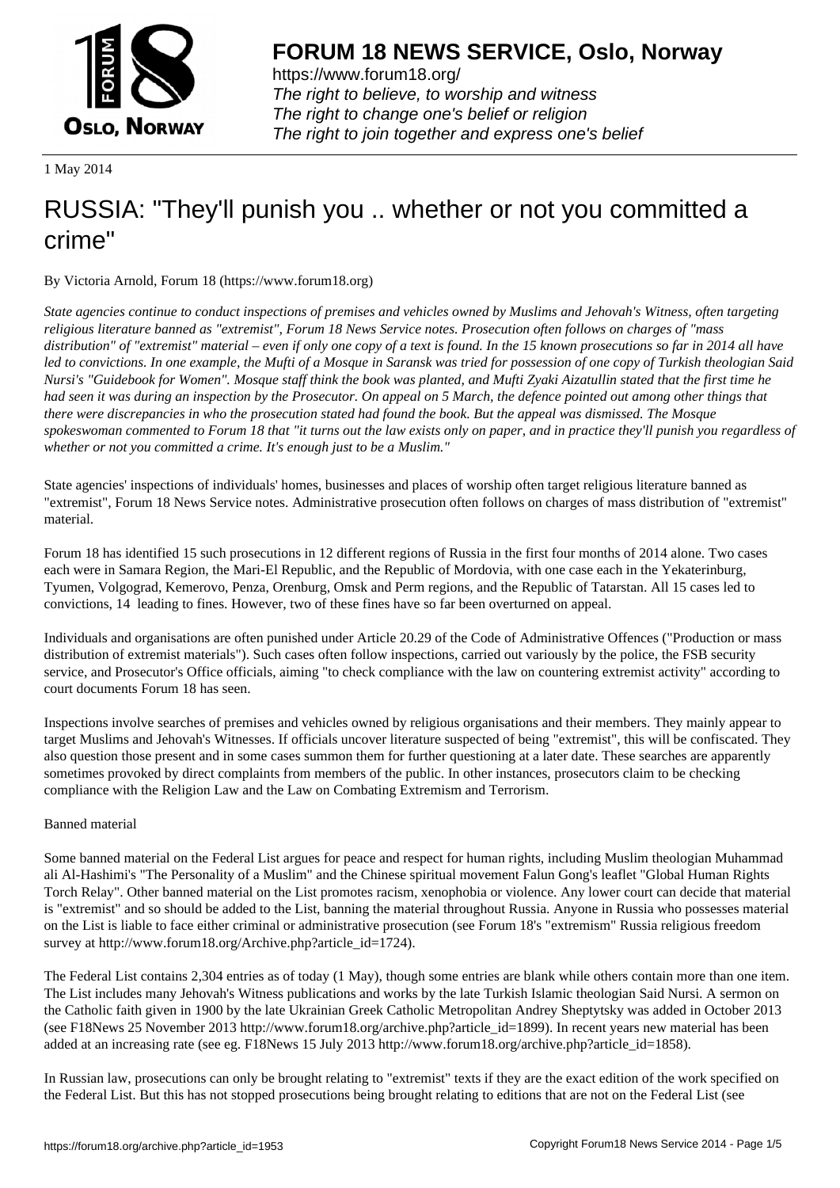# FORUM 18 NEWS SERVICE, Oslo, Norway

https://www.forum18.org/
*The right to believe, to worship and witness*
*The right to change one's belief or religion*
*The right to join together and express one's belief*

1 May 2014

# RUSSIA: "They'll punish you .. whether or not you committed a crime"

By Victoria Arnold, Forum 18 (https://www.forum18.org)

*State agencies continue to conduct inspections of premises and vehicles owned by Muslims and Jehovah's Witness, often targeting religious literature banned as "extremist", Forum 18 News Service notes. Prosecution often follows on charges of "mass distribution" of "extremist" material – even if only one copy of a text is found. In the 15 known prosecutions so far in 2014 all have led to convictions. In one example, the Mufti of a Mosque in Saransk was tried for possession of one copy of Turkish theologian Said Nursi's "Guidebook for Women". Mosque staff think the book was planted, and Mufti Zyaki Aizatullin stated that the first time he had seen it was during an inspection by the Prosecutor. On appeal on 5 March, the defence pointed out among other things that there were discrepancies in who the prosecution stated had found the book. But the appeal was dismissed. The Mosque spokeswoman commented to Forum 18 that "it turns out the law exists only on paper, and in practice they'll punish you regardless of whether or not you committed a crime. It's enough just to be a Muslim."*

State agencies' inspections of individuals' homes, businesses and places of worship often target religious literature banned as "extremist", Forum 18 News Service notes. Administrative prosecution often follows on charges of mass distribution of "extremist" material.

Forum 18 has identified 15 such prosecutions in 12 different regions of Russia in the first four months of 2014 alone. Two cases each were in Samara Region, the Mari-El Republic, and the Republic of Mordovia, with one case each in the Yekaterinburg, Tyumen, Volgograd, Kemerovo, Penza, Orenburg, Omsk and Perm regions, and the Republic of Tatarstan. All 15 cases led to convictions, 14 leading to fines. However, two of these fines have so far been overturned on appeal.

Individuals and organisations are often punished under Article 20.29 of the Code of Administrative Offences ("Production or mass distribution of extremist materials"). Such cases often follow inspections, carried out variously by the police, the FSB security service, and Prosecutor's Office officials, aiming "to check compliance with the law on countering extremist activity" according to court documents Forum 18 has seen.

Inspections involve searches of premises and vehicles owned by religious organisations and their members. They mainly appear to target Muslims and Jehovah's Witnesses. If officials uncover literature suspected of being "extremist", this will be confiscated. They also question those present and in some cases summon them for further questioning at a later date. These searches are apparently sometimes provoked by direct complaints from members of the public. In other instances, prosecutors claim to be checking compliance with the Religion Law and the Law on Combating Extremism and Terrorism.

Banned material

Some banned material on the Federal List argues for peace and respect for human rights, including Muslim theologian Muhammad ali Al-Hashimi's "The Personality of a Muslim" and the Chinese spiritual movement Falun Gong's leaflet "Global Human Rights Torch Relay". Other banned material on the List promotes racism, xenophobia or violence. Any lower court can decide that material is "extremist" and so should be added to the List, banning the material throughout Russia. Anyone in Russia who possesses material on the List is liable to face either criminal or administrative prosecution (see Forum 18's "extremism" Russia religious freedom survey at http://www.forum18.org/Archive.php?article_id=1724).

The Federal List contains 2,304 entries as of today (1 May), though some entries are blank while others contain more than one item. The List includes many Jehovah's Witness publications and works by the late Turkish Islamic theologian Said Nursi. A sermon on the Catholic faith given in 1900 by the late Ukrainian Greek Catholic Metropolitan Andrey Sheptytsky was added in October 2013 (see F18News 25 November 2013 http://www.forum18.org/archive.php?article_id=1899). In recent years new material has been added at an increasing rate (see eg. F18News 15 July 2013 http://www.forum18.org/archive.php?article_id=1858).

In Russian law, prosecutions can only be brought relating to "extremist" texts if they are the exact edition of the work specified on the Federal List. But this has not stopped prosecutions being brought relating to editions that are not on the Federal List (see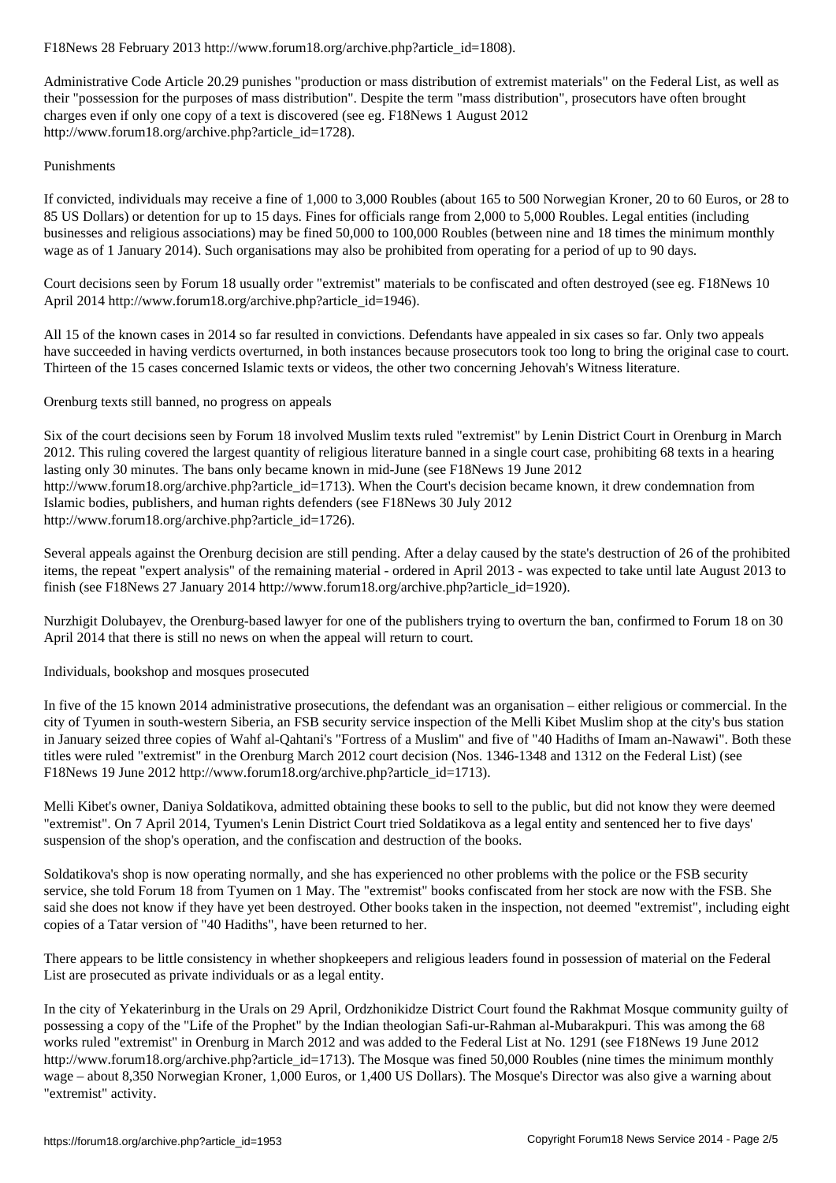F18News 28 February 2013 http://www.forum18.org/archive.php?article_id=1808).

Administrative Code Article 20.29 punishes "production or mass distribution of extremist materials" on the Federal List, as well as their "possession for the purposes of mass distribution". Despite the term "mass distribution", prosecutors have often brought charges even if only one copy of a text is discovered (see eg. F18News 1 August 2012 http://www.forum18.org/archive.php?article_id=1728).

## Punishments

If convicted, individuals may receive a fine of 1,000 to 3,000 Roubles (about 165 to 500 Norwegian Kroner, 20 to 60 Euros, or 28 to 85 US Dollars) or detention for up to 15 days. Fines for officials range from 2,000 to 5,000 Roubles. Legal entities (including businesses and religious associations) may be fined 50,000 to 100,000 Roubles (between nine and 18 times the minimum monthly wage as of 1 January 2014). Such organisations may also be prohibited from operating for a period of up to 90 days.

Court decisions seen by Forum 18 usually order "extremist" materials to be confiscated and often destroyed (see eg. F18News 10 April 2014 http://www.forum18.org/archive.php?article_id=1946).

All 15 of the known cases in 2014 so far resulted in convictions. Defendants have appealed in six cases so far. Only two appeals have succeeded in having verdicts overturned, in both instances because prosecutors took too long to bring the original case to court. Thirteen of the 15 cases concerned Islamic texts or videos, the other two concerning Jehovah's Witness literature.

## Orenburg texts still banned, no progress on appeals

Six of the court decisions seen by Forum 18 involved Muslim texts ruled "extremist" by Lenin District Court in Orenburg in March 2012. This ruling covered the largest quantity of religious literature banned in a single court case, prohibiting 68 texts in a hearing lasting only 30 minutes. The bans only became known in mid-June (see F18News 19 June 2012 http://www.forum18.org/archive.php?article_id=1713). When the Court's decision became known, it drew condemnation from Islamic bodies, publishers, and human rights defenders (see F18News 30 July 2012 http://www.forum18.org/archive.php?article_id=1726).

Several appeals against the Orenburg decision are still pending. After a delay caused by the state's destruction of 26 of the prohibited items, the repeat "expert analysis" of the remaining material - ordered in April 2013 - was expected to take until late August 2013 to finish (see F18News 27 January 2014 http://www.forum18.org/archive.php?article_id=1920).

Nurzhigit Dolubayev, the Orenburg-based lawyer for one of the publishers trying to overturn the ban, confirmed to Forum 18 on 30 April 2014 that there is still no news on when the appeal will return to court.

## Individuals, bookshop and mosques prosecuted

In five of the 15 known 2014 administrative prosecutions, the defendant was an organisation – either religious or commercial. In the city of Tyumen in south-western Siberia, an FSB security service inspection of the Melli Kibet Muslim shop at the city's bus station in January seized three copies of Wahf al-Qahtani's "Fortress of a Muslim" and five of "40 Hadiths of Imam an-Nawawi". Both these titles were ruled "extremist" in the Orenburg March 2012 court decision (Nos. 1346-1348 and 1312 on the Federal List) (see F18News 19 June 2012 http://www.forum18.org/archive.php?article_id=1713).

Melli Kibet's owner, Daniya Soldatikova, admitted obtaining these books to sell to the public, but did not know they were deemed "extremist". On 7 April 2014, Tyumen's Lenin District Court tried Soldatikova as a legal entity and sentenced her to five days' suspension of the shop's operation, and the confiscation and destruction of the books.

Soldatikova's shop is now operating normally, and she has experienced no other problems with the police or the FSB security service, she told Forum 18 from Tyumen on 1 May. The "extremist" books confiscated from her stock are now with the FSB. She said she does not know if they have yet been destroyed. Other books taken in the inspection, not deemed "extremist", including eight copies of a Tatar version of "40 Hadiths", have been returned to her.

There appears to be little consistency in whether shopkeepers and religious leaders found in possession of material on the Federal List are prosecuted as private individuals or as a legal entity.

In the city of Yekaterinburg in the Urals on 29 April, Ordzhonikidze District Court found the Rakhmat Mosque community guilty of possessing a copy of the "Life of the Prophet" by the Indian theologian Safi-ur-Rahman al-Mubarakpuri. This was among the 68 works ruled "extremist" in Orenburg in March 2012 and was added to the Federal List at No. 1291 (see F18News 19 June 2012 http://www.forum18.org/archive.php?article_id=1713). The Mosque was fined 50,000 Roubles (nine times the minimum monthly wage – about 8,350 Norwegian Kroner, 1,000 Euros, or 1,400 US Dollars). The Mosque's Director was also give a warning about "extremist" activity.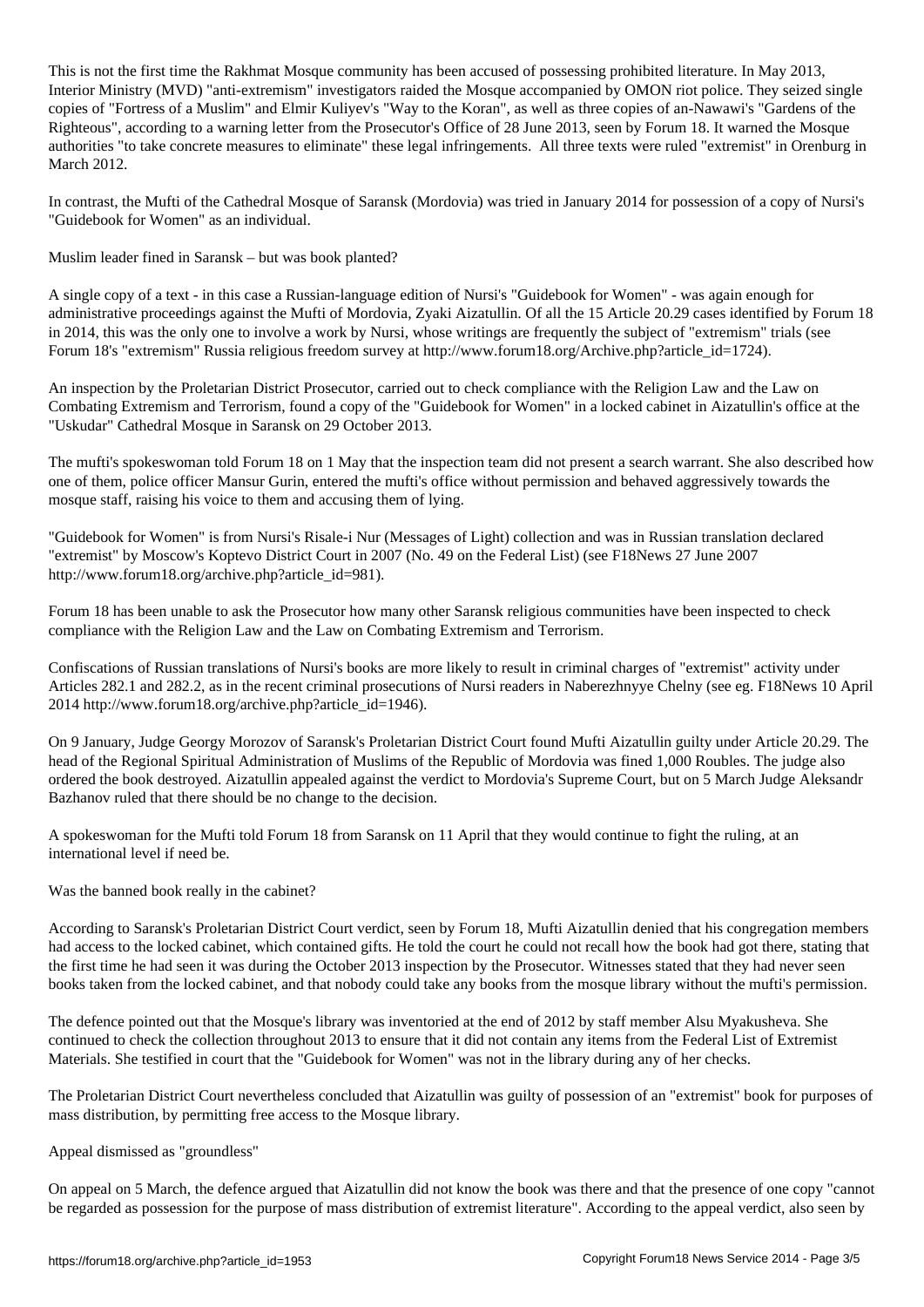This is not the first time the Rakhmat Mosque community has been accused of possessing prohibited literature. In May 2013, Interior Ministry (MVD) "anti-extremism" investigators raided the Mosque accompanied by OMON riot police. They seized single copies of "Fortress of a Muslim" and Elmir Kuliyev's "Way to the Koran", as well as three copies of an-Nawawi's "Gardens of the Righteous", according to a warning letter from the Prosecutor's Office of 28 June 2013, seen by Forum 18. It warned the Mosque authorities "to take concrete measures to eliminate" these legal infringements. All three texts were ruled "extremist" in Orenburg in March 2012.

In contrast, the Mufti of the Cathedral Mosque of Saransk (Mordovia) was tried in January 2014 for possession of a copy of Nursi's "Guidebook for Women" as an individual.

## Muslim leader fined in Saransk – but was book planted?

A single copy of a text - in this case a Russian-language edition of Nursi's "Guidebook for Women" - was again enough for administrative proceedings against the Mufti of Mordovia, Zyaki Aizatullin. Of all the 15 Article 20.29 cases identified by Forum 18 in 2014, this was the only one to involve a work by Nursi, whose writings are frequently the subject of "extremism" trials (see Forum 18's "extremism" Russia religious freedom survey at http://www.forum18.org/Archive.php?article_id=1724).

An inspection by the Proletarian District Prosecutor, carried out to check compliance with the Religion Law and the Law on Combating Extremism and Terrorism, found a copy of the "Guidebook for Women" in a locked cabinet in Aizatullin's office at the "Uskudar" Cathedral Mosque in Saransk on 29 October 2013.

The mufti's spokeswoman told Forum 18 on 1 May that the inspection team did not present a search warrant. She also described how one of them, police officer Mansur Gurin, entered the mufti's office without permission and behaved aggressively towards the mosque staff, raising his voice to them and accusing them of lying.

"Guidebook for Women" is from Nursi's Risale-i Nur (Messages of Light) collection and was in Russian translation declared "extremist" by Moscow's Koptevo District Court in 2007 (No. 49 on the Federal List) (see F18News 27 June 2007 http://www.forum18.org/archive.php?article_id=981).

Forum 18 has been unable to ask the Prosecutor how many other Saransk religious communities have been inspected to check compliance with the Religion Law and the Law on Combating Extremism and Terrorism.

Confiscations of Russian translations of Nursi's books are more likely to result in criminal charges of "extremist" activity under Articles 282.1 and 282.2, as in the recent criminal prosecutions of Nursi readers in Naberezhnyye Chelny (see eg. F18News 10 April 2014 http://www.forum18.org/archive.php?article_id=1946).

On 9 January, Judge Georgy Morozov of Saransk's Proletarian District Court found Mufti Aizatullin guilty under Article 20.29. The head of the Regional Spiritual Administration of Muslims of the Republic of Mordovia was fined 1,000 Roubles. The judge also ordered the book destroyed. Aizatullin appealed against the verdict to Mordovia's Supreme Court, but on 5 March Judge Aleksandr Bazhanov ruled that there should be no change to the decision.

A spokeswoman for the Mufti told Forum 18 from Saransk on 11 April that they would continue to fight the ruling, at an international level if need be.

## Was the banned book really in the cabinet?

According to Saransk's Proletarian District Court verdict, seen by Forum 18, Mufti Aizatullin denied that his congregation members had access to the locked cabinet, which contained gifts. He told the court he could not recall how the book had got there, stating that the first time he had seen it was during the October 2013 inspection by the Prosecutor. Witnesses stated that they had never seen books taken from the locked cabinet, and that nobody could take any books from the mosque library without the mufti's permission.

The defence pointed out that the Mosque's library was inventoried at the end of 2012 by staff member Alsu Myakusheva. She continued to check the collection throughout 2013 to ensure that it did not contain any items from the Federal List of Extremist Materials. She testified in court that the "Guidebook for Women" was not in the library during any of her checks.

The Proletarian District Court nevertheless concluded that Aizatullin was guilty of possession of an "extremist" book for purposes of mass distribution, by permitting free access to the Mosque library.

## Appeal dismissed as "groundless"

On appeal on 5 March, the defence argued that Aizatullin did not know the book was there and that the presence of one copy "cannot be regarded as possession for the purpose of mass distribution of extremist literature". According to the appeal verdict, also seen by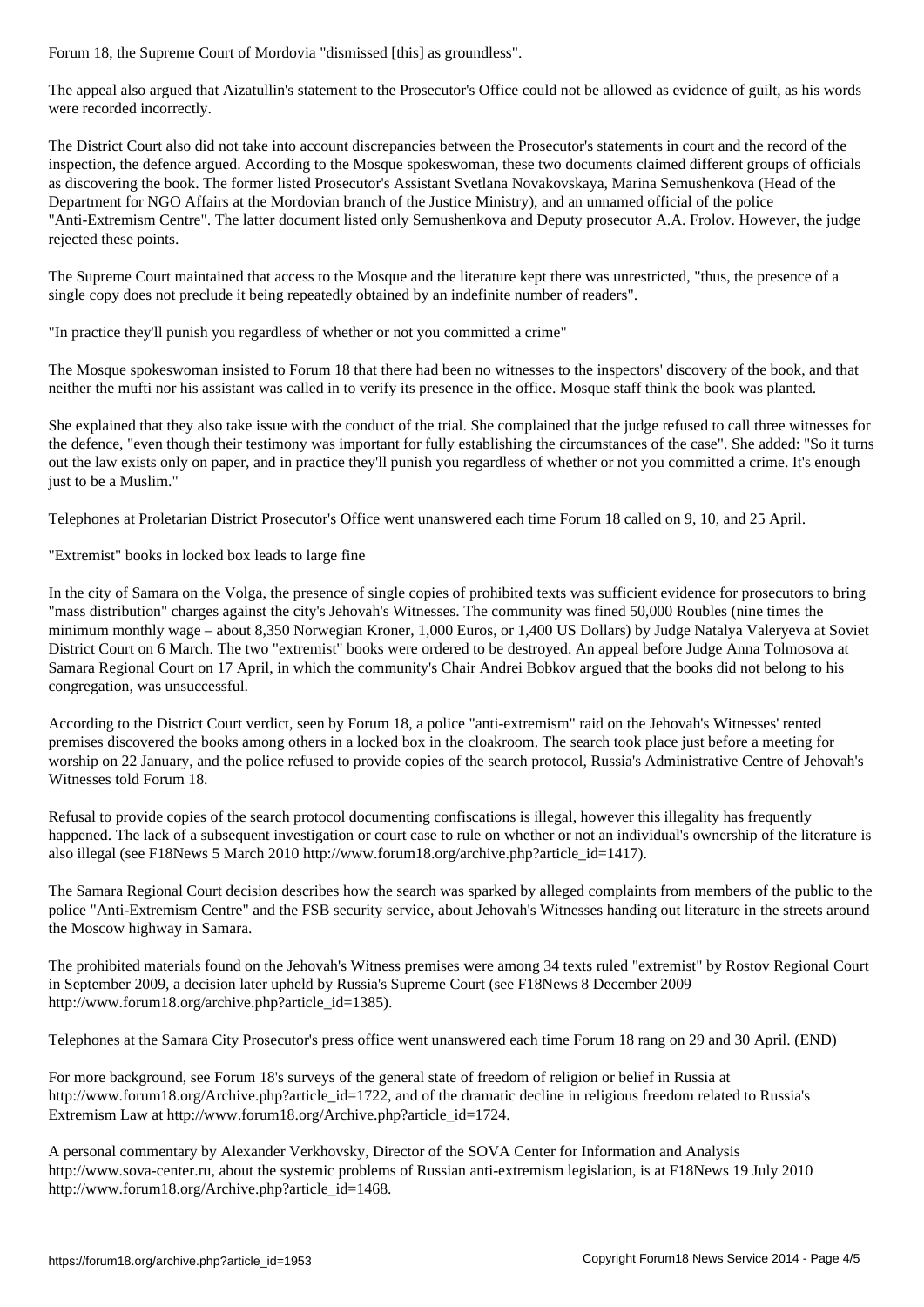Forum 18, the Supreme Court of Mordovia "dismissed [this] as groundless".

The appeal also argued that Aizatullin's statement to the Prosecutor's Office could not be allowed as evidence of guilt, as his words were recorded incorrectly.

The District Court also did not take into account discrepancies between the Prosecutor's statements in court and the record of the inspection, the defence argued. According to the Mosque spokeswoman, these two documents claimed different groups of officials as discovering the book. The former listed Prosecutor's Assistant Svetlana Novakovskaya, Marina Semushenkova (Head of the Department for NGO Affairs at the Mordovian branch of the Justice Ministry), and an unnamed official of the police "Anti-Extremism Centre". The latter document listed only Semushenkova and Deputy prosecutor A.A. Frolov. However, the judge rejected these points.

The Supreme Court maintained that access to the Mosque and the literature kept there was unrestricted, "thus, the presence of a single copy does not preclude it being repeatedly obtained by an indefinite number of readers".

## "In practice they'll punish you regardless of whether or not you committed a crime"

The Mosque spokeswoman insisted to Forum 18 that there had been no witnesses to the inspectors' discovery of the book, and that neither the mufti nor his assistant was called in to verify its presence in the office. Mosque staff think the book was planted.

She explained that they also take issue with the conduct of the trial. She complained that the judge refused to call three witnesses for the defence, "even though their testimony was important for fully establishing the circumstances of the case". She added: "So it turns out the law exists only on paper, and in practice they'll punish you regardless of whether or not you committed a crime. It's enough just to be a Muslim."

Telephones at Proletarian District Prosecutor's Office went unanswered each time Forum 18 called on 9, 10, and 25 April.

## "Extremist" books in locked box leads to large fine

In the city of Samara on the Volga, the presence of single copies of prohibited texts was sufficient evidence for prosecutors to bring "mass distribution" charges against the city's Jehovah's Witnesses. The community was fined 50,000 Roubles (nine times the minimum monthly wage – about 8,350 Norwegian Kroner, 1,000 Euros, or 1,400 US Dollars) by Judge Natalya Valeryeva at Soviet District Court on 6 March. The two "extremist" books were ordered to be destroyed. An appeal before Judge Anna Tolmosova at Samara Regional Court on 17 April, in which the community's Chair Andrei Bobkov argued that the books did not belong to his congregation, was unsuccessful.

According to the District Court verdict, seen by Forum 18, a police "anti-extremism" raid on the Jehovah's Witnesses' rented premises discovered the books among others in a locked box in the cloakroom. The search took place just before a meeting for worship on 22 January, and the police refused to provide copies of the search protocol, Russia's Administrative Centre of Jehovah's Witnesses told Forum 18.

Refusal to provide copies of the search protocol documenting confiscations is illegal, however this illegality has frequently happened. The lack of a subsequent investigation or court case to rule on whether or not an individual's ownership of the literature is also illegal (see F18News 5 March 2010 http://www.forum18.org/archive.php?article_id=1417).

The Samara Regional Court decision describes how the search was sparked by alleged complaints from members of the public to the police "Anti-Extremism Centre" and the FSB security service, about Jehovah's Witnesses handing out literature in the streets around the Moscow highway in Samara.

The prohibited materials found on the Jehovah's Witness premises were among 34 texts ruled "extremist" by Rostov Regional Court in September 2009, a decision later upheld by Russia's Supreme Court (see F18News 8 December 2009 http://www.forum18.org/archive.php?article_id=1385).

Telephones at the Samara City Prosecutor's press office went unanswered each time Forum 18 rang on 29 and 30 April. (END)

For more background, see Forum 18's surveys of the general state of freedom of religion or belief in Russia at http://www.forum18.org/Archive.php?article_id=1722, and of the dramatic decline in religious freedom related to Russia's Extremism Law at http://www.forum18.org/Archive.php?article_id=1724.

A personal commentary by Alexander Verkhovsky, Director of the SOVA Center for Information and Analysis http://www.sova-center.ru, about the systemic problems of Russian anti-extremism legislation, is at F18News 19 July 2010 http://www.forum18.org/Archive.php?article_id=1468.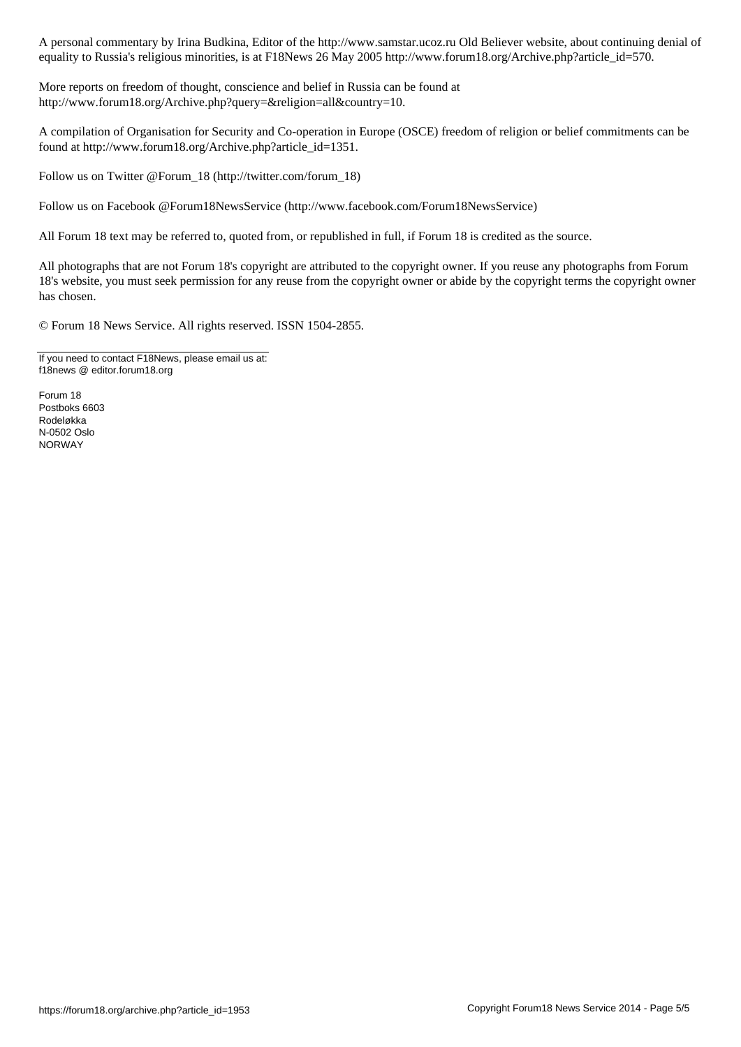A personal commentary by Irina Budkina, Editor of the http://www.samstar.ucoz.ru Old Believer website, about continuing denial of equality to Russia's religious minorities, is at F18News 26 May 2005 http://www.forum18.org/Archive.php?article_id=570.

More reports on freedom of thought, conscience and belief in Russia can be found at http://www.forum18.org/Archive.php?query=&religion=all&country=10.

A compilation of Organisation for Security and Co-operation in Europe (OSCE) freedom of religion or belief commitments can be found at http://www.forum18.org/Archive.php?article_id=1351.

Follow us on Twitter @Forum_18 (http://twitter.com/forum_18)

Follow us on Facebook @Forum18NewsService (http://www.facebook.com/Forum18NewsService)

All Forum 18 text may be referred to, quoted from, or republished in full, if Forum 18 is credited as the source.

All photographs that are not Forum 18's copyright are attributed to the copyright owner. If you reuse any photographs from Forum 18's website, you must seek permission for any reuse from the copyright owner or abide by the copyright terms the copyright owner has chosen.

© Forum 18 News Service. All rights reserved. ISSN 1504-2855.

If you need to contact F18News, please email us at:
f18news @ editor.forum18.org

Forum 18
Postboks 6603
Rodeløkka
N-0502 Oslo
NORWAY